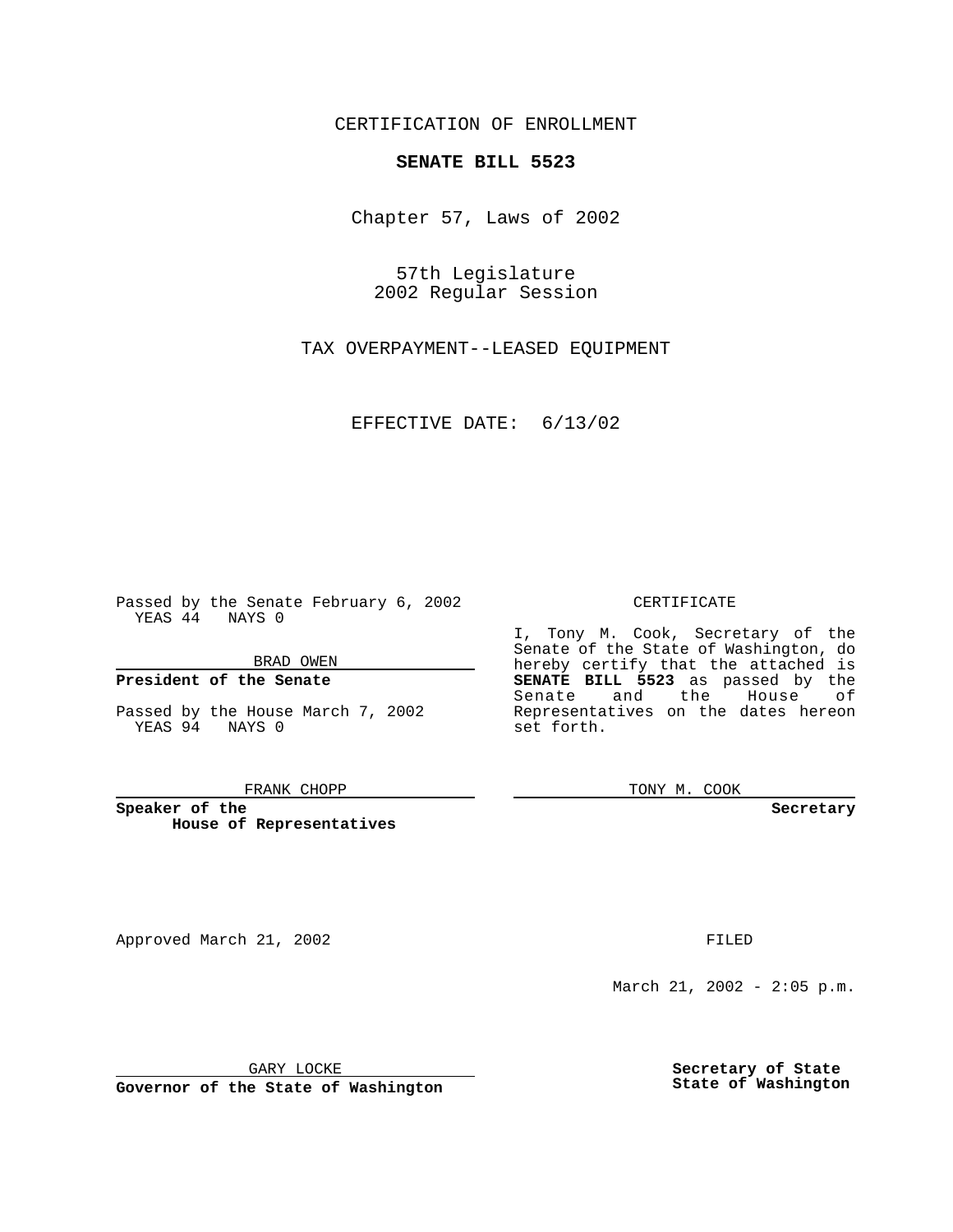CERTIFICATION OF ENROLLMENT

**SENATE BILL 5523**

Chapter 57, Laws of 2002

57th Legislature
2002 Regular Session

TAX OVERPAYMENT--LEASED EQUIPMENT

EFFECTIVE DATE: 6/13/02

Passed by the Senate February 6, 2002
YEAS 44 NAYS 0

BRAD OWEN

**President of the Senate**

Passed by the House March 7, 2002
YEAS 94 NAYS 0

FRANK CHOPP

**Speaker of the House of Representatives**

CERTIFICATE

I, Tony M. Cook, Secretary of the Senate of the State of Washington, do hereby certify that the attached is **SENATE BILL 5523** as passed by the Senate and the House of Representatives on the dates hereon set forth.

TONY M. COOK

**Secretary**

Approved March 21, 2002

GARY LOCKE

**Governor of the State of Washington**

FILED

March 21, 2002 - 2:05 p.m.

**Secretary of State**
**State of Washington**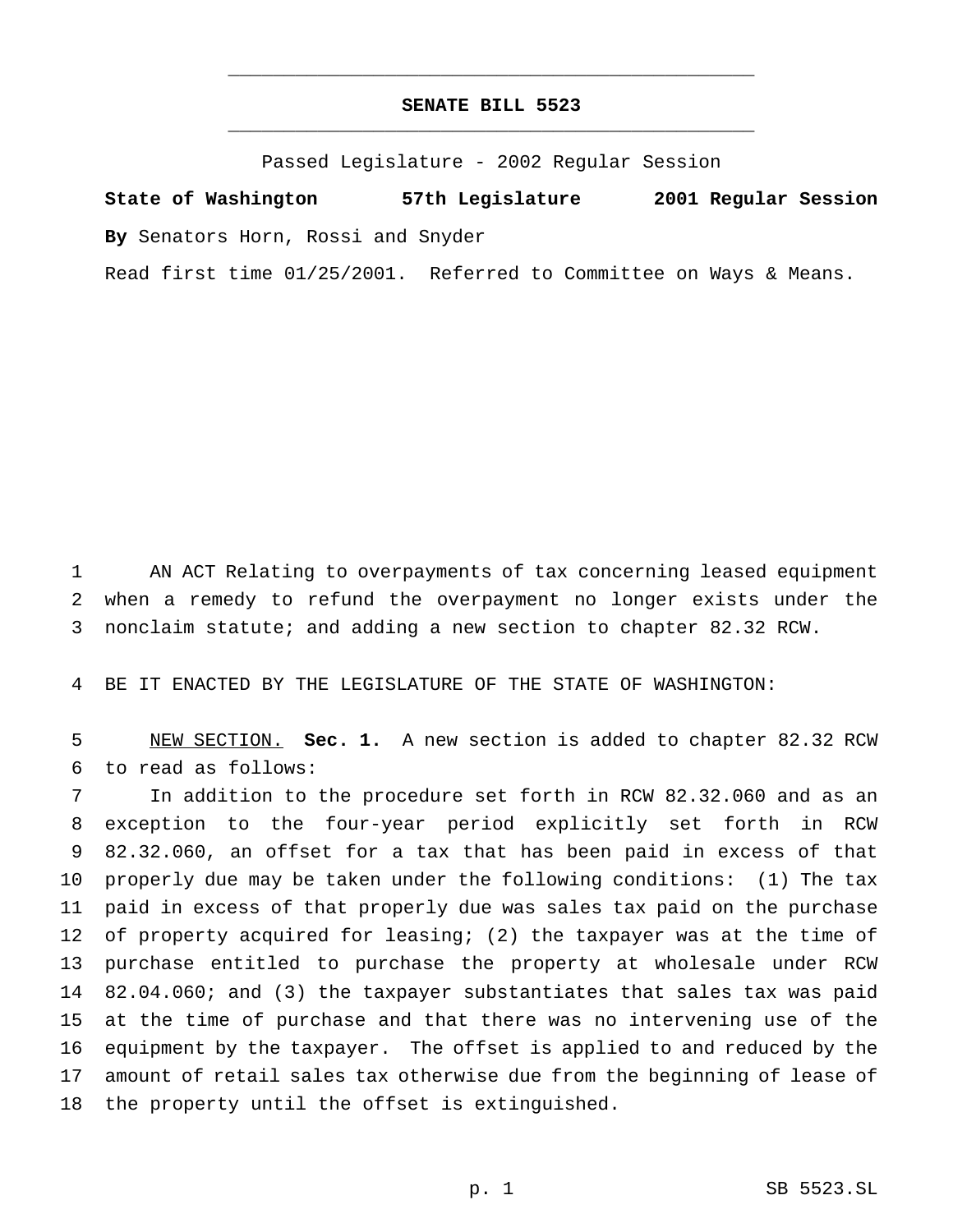**SENATE BILL 5523**

Passed Legislature - 2002 Regular Session

**State of Washington** **57th Legislature** **2001 Regular Session**

**By** Senators Horn, Rossi and Snyder

Read first time 01/25/2001. Referred to Committee on Ways & Means.

AN ACT Relating to overpayments of tax concerning leased equipment when a remedy to refund the overpayment no longer exists under the nonclaim statute; and adding a new section to chapter 82.32 RCW.

BE IT ENACTED BY THE LEGISLATURE OF THE STATE OF WASHINGTON:

NEW SECTION. **Sec. 1.** A new section is added to chapter 82.32 RCW to read as follows:

In addition to the procedure set forth in RCW 82.32.060 and as an exception to the four-year period explicitly set forth in RCW 82.32.060, an offset for a tax that has been paid in excess of that properly due may be taken under the following conditions: (1) The tax paid in excess of that properly due was sales tax paid on the purchase of property acquired for leasing; (2) the taxpayer was at the time of purchase entitled to purchase the property at wholesale under RCW 82.04.060; and (3) the taxpayer substantiates that sales tax was paid at the time of purchase and that there was no intervening use of the equipment by the taxpayer. The offset is applied to and reduced by the amount of retail sales tax otherwise due from the beginning of lease of the property until the offset is extinguished.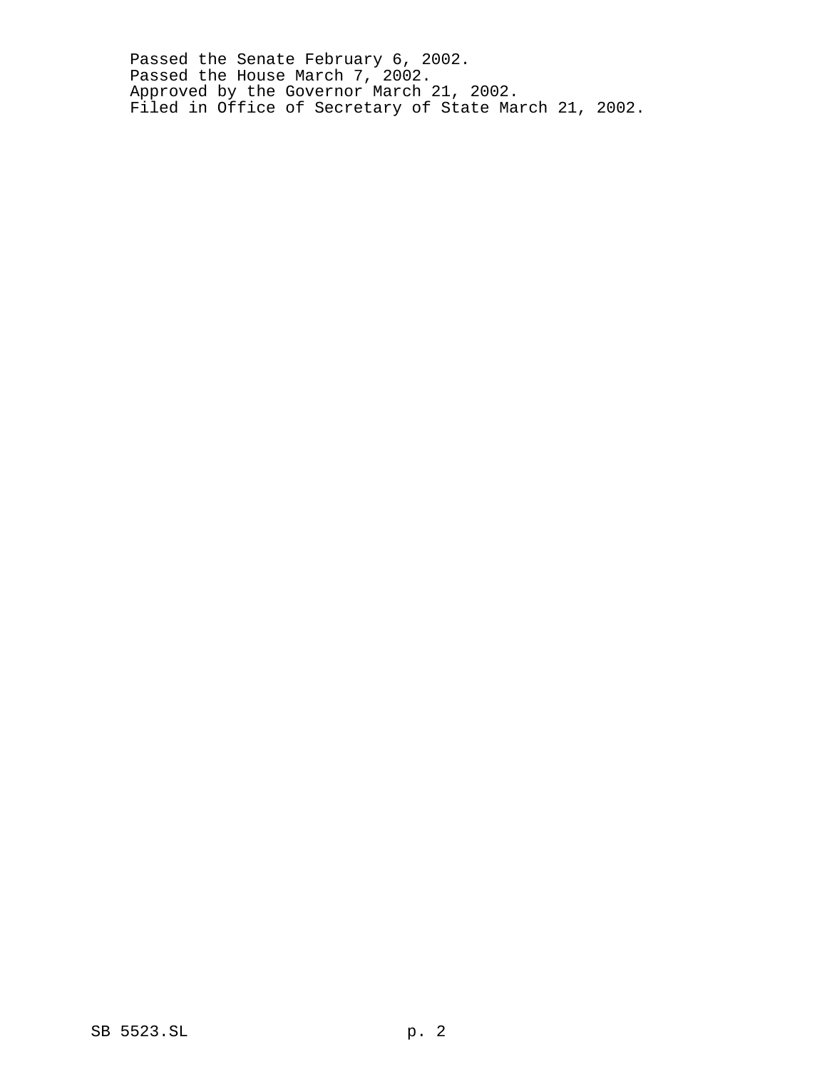Passed the Senate February 6, 2002.
Passed the House March 7, 2002.
Approved by the Governor March 21, 2002.
Filed in Office of Secretary of State March 21, 2002.